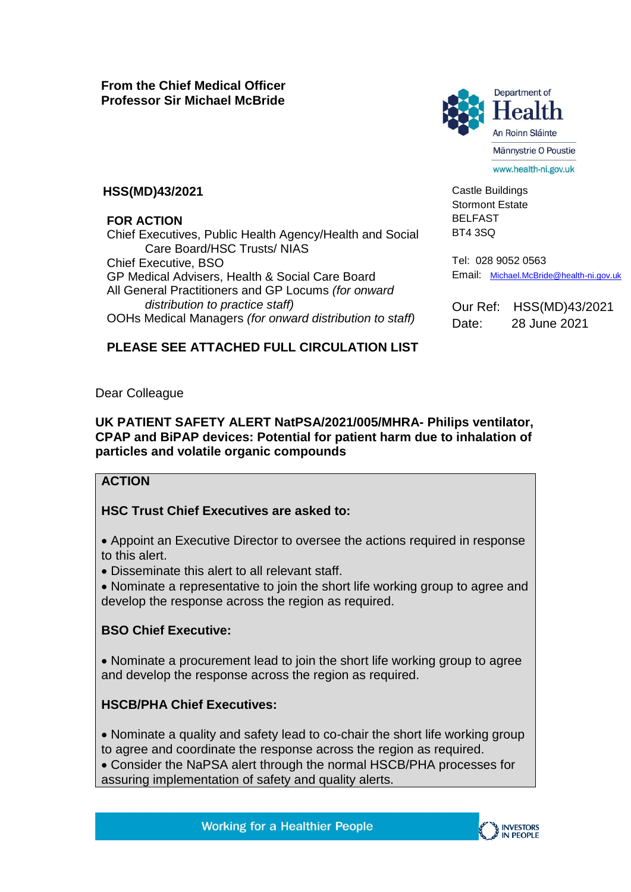**From the Chief Medical Officer**
**Professor Sir Michael McBride**

Department of
Health
An Roinn Sláinte
Männystrie O Poustie
www.health-ni.gov.uk

**HSS(MD)43/2021**

**FOR ACTION**

Chief Executives, Public Health Agency/Health and Social Care Board/HSC Trusts/ NIAS
Chief Executive, BSO
GP Medical Advisers, Health & Social Care Board
All General Practitioners and GP Locums *(for onward distribution to practice staff)*
OOHs Medical Managers *(for onward distribution to staff)*

**PLEASE SEE ATTACHED FULL CIRCULATION LIST**

Castle Buildings
Stormont Estate
BELFAST
BT4 3SQ

Tel: 028 9052 0563
Email: Michael.McBride@health-ni.gov.uk

Our Ref: HSS(MD)43/2021
Date: 28 June 2021

Dear Colleague

**UK PATIENT SAFETY ALERT NatPSA/2021/005/MHRA- Philips ventilator, CPAP and BiPAP devices: Potential for patient harm due to inhalation of particles and volatile organic compounds**

**ACTION**

**HSC Trust Chief Executives are asked to:**

- Appoint an Executive Director to oversee the actions required in response to this alert.
- Disseminate this alert to all relevant staff.
- Nominate a representative to join the short life working group to agree and develop the response across the region as required.

**BSO Chief Executive:**

- Nominate a procurement lead to join the short life working group to agree and develop the response across the region as required.

**HSCB/PHA Chief Executives:**

- Nominate a quality and safety lead to co-chair the short life working group to agree and coordinate the response across the region as required.
- Consider the NaPSA alert through the normal HSCB/PHA processes for assuring implementation of safety and quality alerts.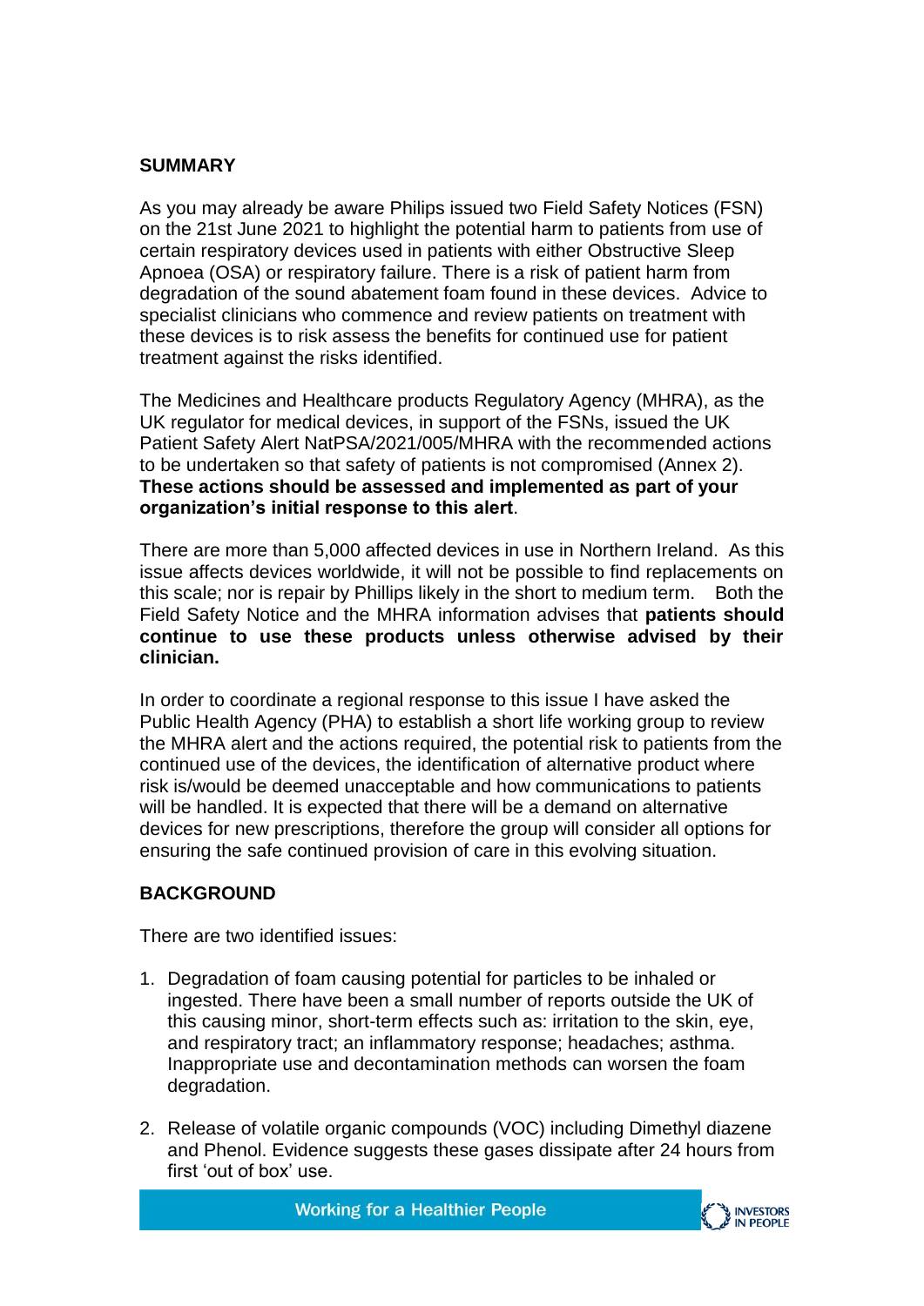**SUMMARY**

As you may already be aware Philips issued two Field Safety Notices (FSN) on the 21st June 2021 to highlight the potential harm to patients from use of certain respiratory devices used in patients with either Obstructive Sleep Apnoea (OSA) or respiratory failure. There is a risk of patient harm from degradation of the sound abatement foam found in these devices. Advice to specialist clinicians who commence and review patients on treatment with these devices is to risk assess the benefits for continued use for patient treatment against the risks identified.

The Medicines and Healthcare products Regulatory Agency (MHRA), as the UK regulator for medical devices, in support of the FSNs, issued the UK Patient Safety Alert NatPSA/2021/005/MHRA with the recommended actions to be undertaken so that safety of patients is not compromised (Annex 2). **These actions should be assessed and implemented as part of your organization's initial response to this alert**.

There are more than 5,000 affected devices in use in Northern Ireland. As this issue affects devices worldwide, it will not be possible to find replacements on this scale; nor is repair by Phillips likely in the short to medium term. Both the Field Safety Notice and the MHRA information advises that **patients should continue to use these products unless otherwise advised by their clinician.**

In order to coordinate a regional response to this issue I have asked the Public Health Agency (PHA) to establish a short life working group to review the MHRA alert and the actions required, the potential risk to patients from the continued use of the devices, the identification of alternative product where risk is/would be deemed unacceptable and how communications to patients will be handled. It is expected that there will be a demand on alternative devices for new prescriptions, therefore the group will consider all options for ensuring the safe continued provision of care in this evolving situation.

**BACKGROUND**

There are two identified issues:

1. Degradation of foam causing potential for particles to be inhaled or ingested. There have been a small number of reports outside the UK of this causing minor, short-term effects such as: irritation to the skin, eye, and respiratory tract; an inflammatory response; headaches; asthma. Inappropriate use and decontamination methods can worsen the foam degradation.

2. Release of volatile organic compounds (VOC) including Dimethyl diazene and Phenol. Evidence suggests these gases dissipate after 24 hours from first 'out of box' use.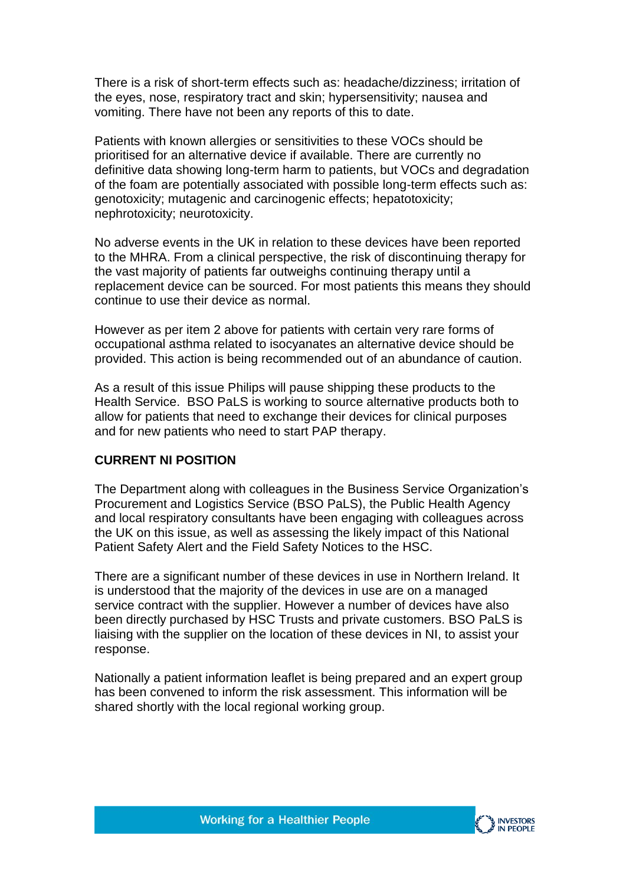There is a risk of short-term effects such as: headache/dizziness; irritation of the eyes, nose, respiratory tract and skin; hypersensitivity; nausea and vomiting. There have not been any reports of this to date.

Patients with known allergies or sensitivities to these VOCs should be prioritised for an alternative device if available. There are currently no definitive data showing long-term harm to patients, but VOCs and degradation of the foam are potentially associated with possible long-term effects such as: genotoxicity; mutagenic and carcinogenic effects; hepatotoxicity; nephrotoxicity; neurotoxicity.

No adverse events in the UK in relation to these devices have been reported to the MHRA. From a clinical perspective, the risk of discontinuing therapy for the vast majority of patients far outweighs continuing therapy until a replacement device can be sourced. For most patients this means they should continue to use their device as normal.

However as per item 2 above for patients with certain very rare forms of occupational asthma related to isocyanates an alternative device should be provided. This action is being recommended out of an abundance of caution.

As a result of this issue Philips will pause shipping these products to the Health Service. BSO PaLS is working to source alternative products both to allow for patients that need to exchange their devices for clinical purposes and for new patients who need to start PAP therapy.

**CURRENT NI POSITION**

The Department along with colleagues in the Business Service Organization's Procurement and Logistics Service (BSO PaLS), the Public Health Agency and local respiratory consultants have been engaging with colleagues across the UK on this issue, as well as assessing the likely impact of this National Patient Safety Alert and the Field Safety Notices to the HSC.

There are a significant number of these devices in use in Northern Ireland. It is understood that the majority of the devices in use are on a managed service contract with the supplier. However a number of devices have also been directly purchased by HSC Trusts and private customers. BSO PaLS is liaising with the supplier on the location of these devices in NI, to assist your response.

Nationally a patient information leaflet is being prepared and an expert group has been convened to inform the risk assessment. This information will be shared shortly with the local regional working group.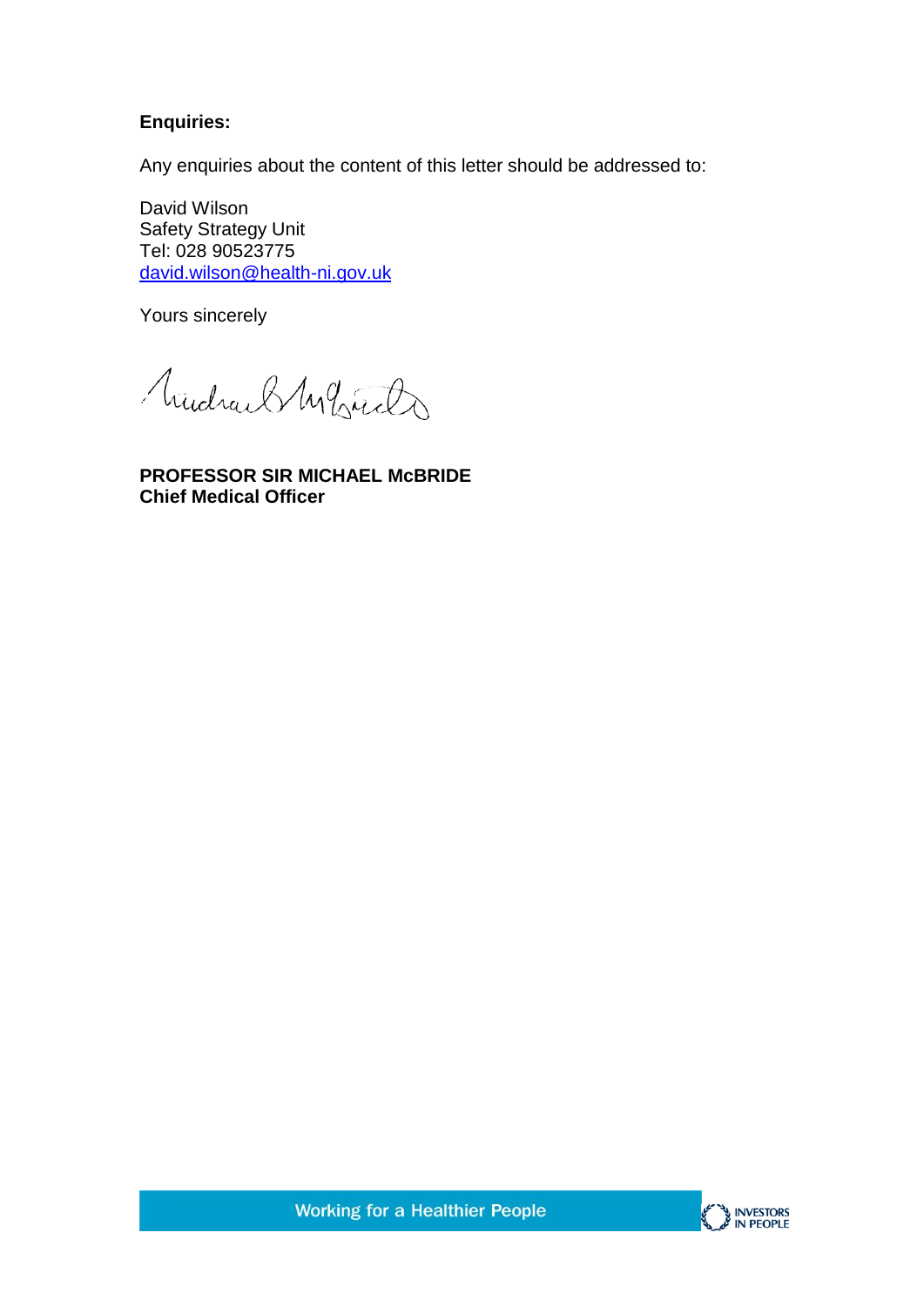**Enquiries:**

Any enquiries about the content of this letter should be addressed to:

David Wilson
Safety Strategy Unit
Tel: 028 90523775
david.wilson@health-ni.gov.uk

Yours sincerely

**PROFESSOR SIR MICHAEL McBRIDE**
**Chief Medical Officer**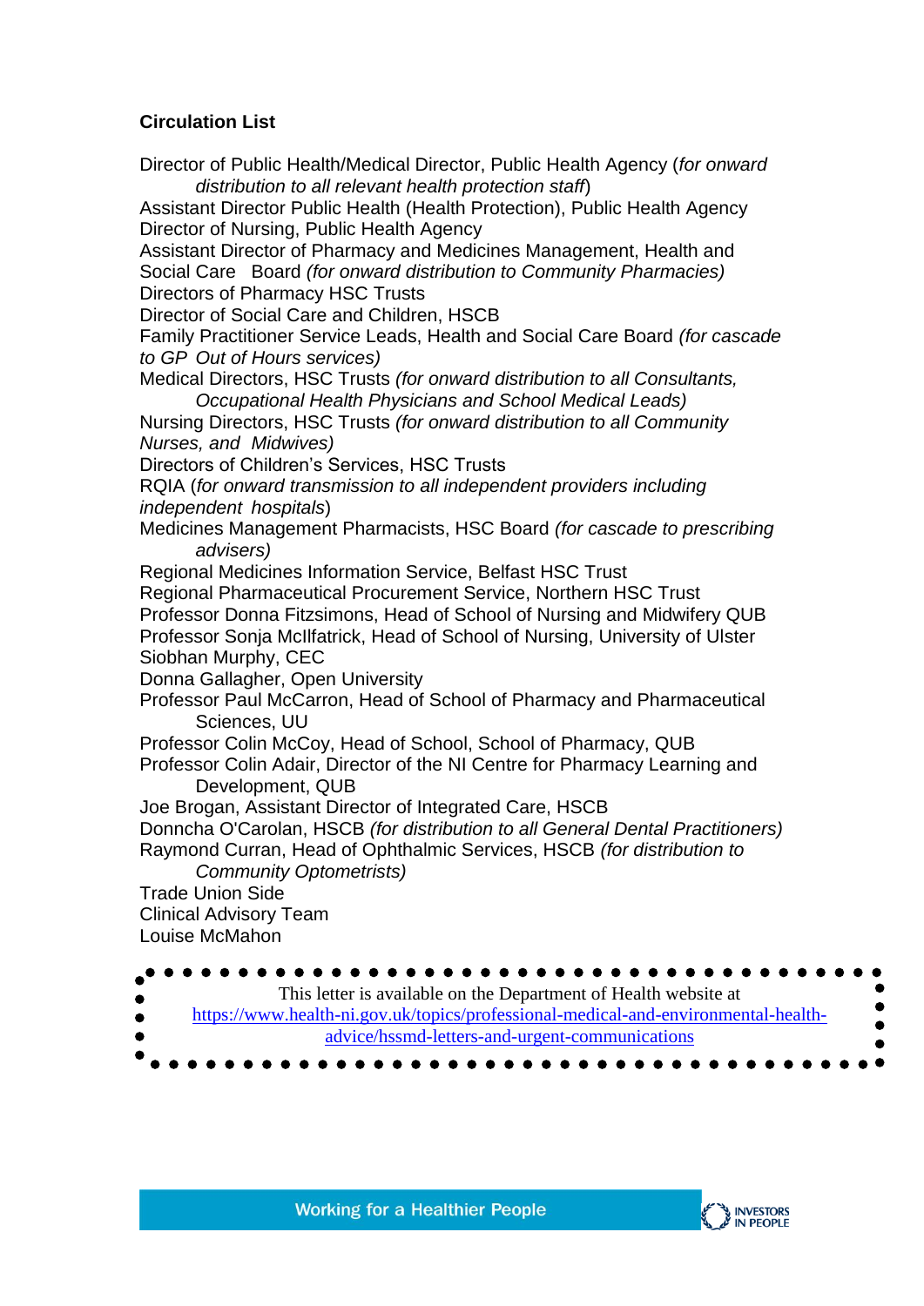**Circulation List**

Director of Public Health/Medical Director, Public Health Agency (*for onward distribution to all relevant health protection staff*)
Assistant Director Public Health (Health Protection), Public Health Agency
Director of Nursing, Public Health Agency
Assistant Director of Pharmacy and Medicines Management, Health and Social Care Board *(for onward distribution to Community Pharmacies)*
Directors of Pharmacy HSC Trusts
Director of Social Care and Children, HSCB
Family Practitioner Service Leads, Health and Social Care Board *(for cascade to GP Out of Hours services)*
Medical Directors, HSC Trusts *(for onward distribution to all Consultants, Occupational Health Physicians and School Medical Leads)*
Nursing Directors, HSC Trusts *(for onward distribution to all Community Nurses, and Midwives)*
Directors of Children's Services, HSC Trusts
RQIA (*for onward transmission to all independent providers including independent hospitals*)
Medicines Management Pharmacists, HSC Board *(for cascade to prescribing advisers)*
Regional Medicines Information Service, Belfast HSC Trust
Regional Pharmaceutical Procurement Service, Northern HSC Trust
Professor Donna Fitzsimons, Head of School of Nursing and Midwifery QUB
Professor Sonja McIlfatrick, Head of School of Nursing, University of Ulster
Siobhan Murphy, CEC
Donna Gallagher, Open University
Professor Paul McCarron, Head of School of Pharmacy and Pharmaceutical Sciences, UU
Professor Colin McCoy, Head of School, School of Pharmacy, QUB
Professor Colin Adair, Director of the NI Centre for Pharmacy Learning and Development, QUB
Joe Brogan, Assistant Director of Integrated Care, HSCB
Donncha O'Carolan, HSCB *(for distribution to all General Dental Practitioners)*
Raymond Curran, Head of Ophthalmic Services, HSCB *(for distribution to Community Optometrists)*
Trade Union Side
Clinical Advisory Team
Louise McMahon

This letter is available on the Department of Health website at https://www.health-ni.gov.uk/topics/professional-medical-and-environmental-health-advice/hssmd-letters-and-urgent-communications

Working for a Healthier People

INVESTORS IN PEOPLE